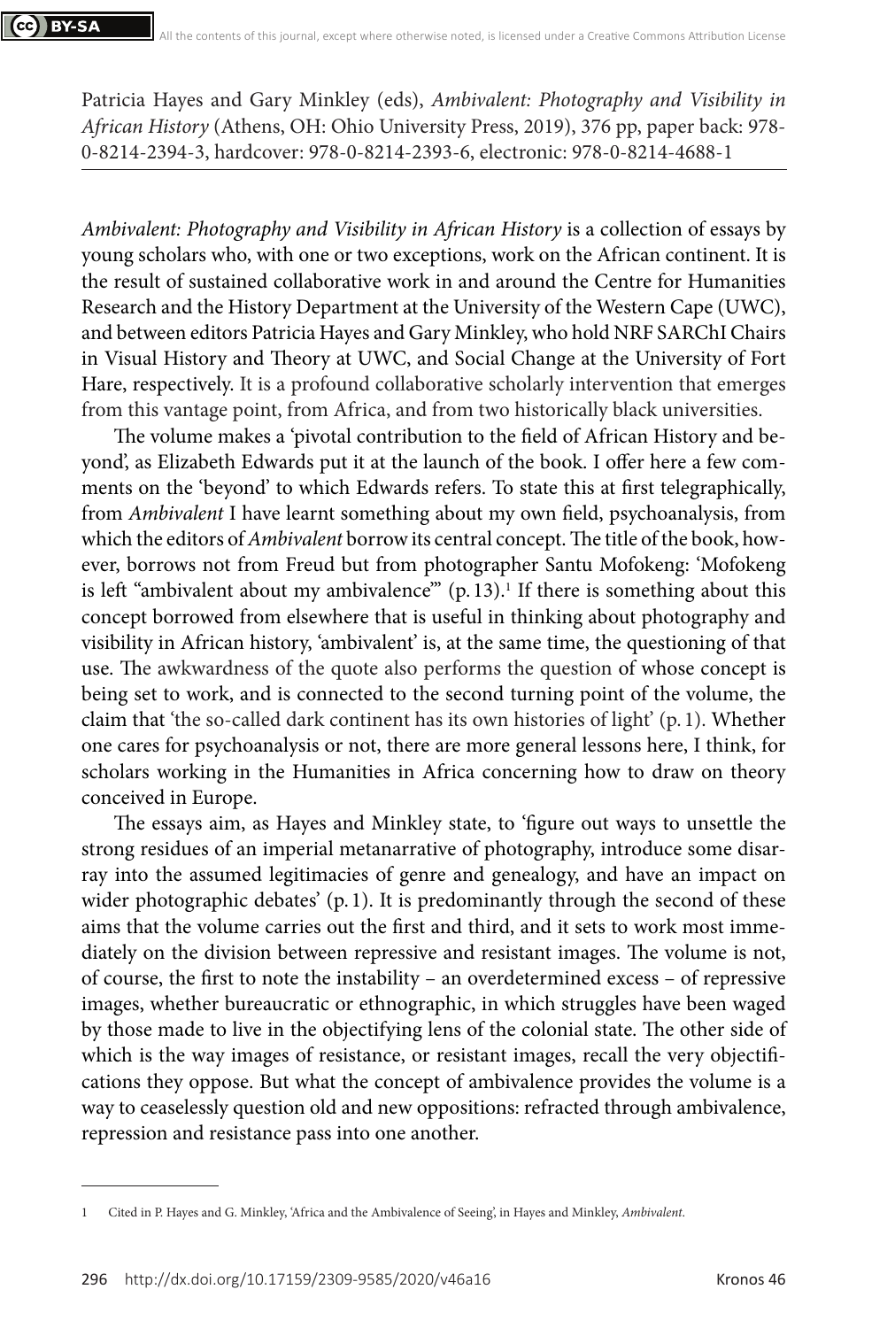Patricia Hayes and Gary Minkley (eds), *Ambivalent: Photography and Visibility in African History* (Athens, OH: Ohio University Press, 2019), 376 pp, paper back: 978-0-8214-2394-3, hardcover: 978-0-8214-2393-6, electronic: 978-0-8214-4688-1

*Ambivalent: Photography and Visibility in African History* is a collection of essays by young scholars who, with one or two exceptions, work on the African continent. It is the result of sustained collaborative work in and around the Centre for Humanities Research and the History Department at the University of the Western Cape (UWC), and between editors Patricia Hayes and Gary Minkley, who hold NRF SARChI Chairs in Visual History and Theory at UWC, and Social Change at the University of Fort Hare, respectively. It is a profound collaborative scholarly intervention that emerges from this vantage point, from Africa, and from two historically black universities.

The volume makes a 'pivotal contribution to the field of African History and beyond', as Elizabeth Edwards put it at the launch of the book. I offer here a few comments on the 'beyond' to which Edwards refers. To state this at first telegraphically, from *Ambivalent* I have learnt something about my own field, psychoanalysis, from which the editors of *Ambivalent* borrow its central concept. The title of the book, however, borrows not from Freud but from photographer Santu Mofokeng: 'Mofokeng is left "ambivalent about my ambivalence"' (p. 13).[1] If there is something about this concept borrowed from elsewhere that is useful in thinking about photography and visibility in African history, 'ambivalent' is, at the same time, the questioning of that use. The awkwardness of the quote also performs the question of whose concept is being set to work, and is connected to the second turning point of the volume, the claim that 'the so-called dark continent has its own histories of light' (p. 1). Whether one cares for psychoanalysis or not, there are more general lessons here, I think, for scholars working in the Humanities in Africa concerning how to draw on theory conceived in Europe.

The essays aim, as Hayes and Minkley state, to 'figure out ways to unsettle the strong residues of an imperial metanarrative of photography, introduce some disarray into the assumed legitimacies of genre and genealogy, and have an impact on wider photographic debates' (p. 1). It is predominantly through the second of these aims that the volume carries out the first and third, and it sets to work most immediately on the division between repressive and resistant images. The volume is not, of course, the first to note the instability – an overdetermined excess – of repressive images, whether bureaucratic or ethnographic, in which struggles have been waged by those made to live in the objectifying lens of the colonial state. The other side of which is the way images of resistance, or resistant images, recall the very objectifications they oppose. But what the concept of ambivalence provides the volume is a way to ceaselessly question old and new oppositions: refracted through ambivalence, repression and resistance pass into one another.

---

[1] Cited in P. Hayes and G. Minkley, 'Africa and the Ambivalence of Seeing', in Hayes and Minkley, *Ambivalent*.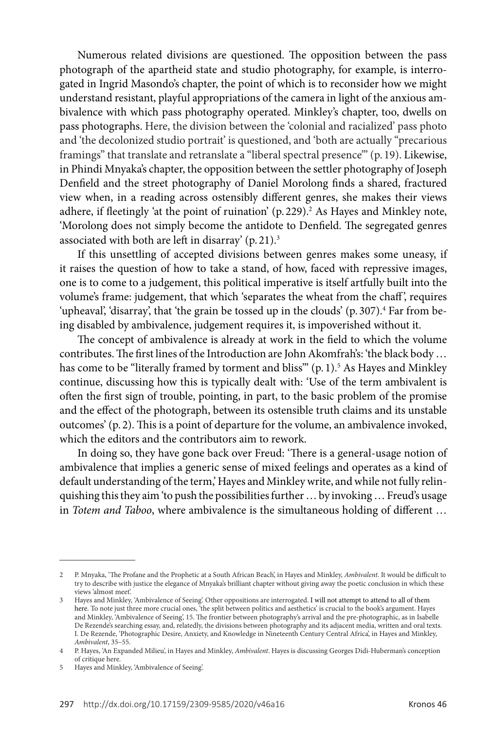Numerous related divisions are questioned. The opposition between the pass photograph of the apartheid state and studio photography, for example, is interrogated in Ingrid Masondo's chapter, the point of which is to reconsider how we might understand resistant, playful appropriations of the camera in light of the anxious ambivalence with which pass photography operated. Minkley's chapter, too, dwells on pass photographs. Here, the division between the 'colonial and racialized' pass photo and 'the decolonized studio portrait' is questioned, and 'both are actually "precarious framings" that translate and retranslate a "liberal spectral presence"' (p. 19). Likewise, in Phindi Mnyaka's chapter, the opposition between the settler photography of Joseph Denfield and the street photography of Daniel Morolong finds a shared, fractured view when, in a reading across ostensibly different genres, she makes their views adhere, if fleetingly 'at the point of ruination' (p. 229).[2] As Hayes and Minkley note, 'Morolong does not simply become the antidote to Denfield. The segregated genres associated with both are left in disarray' (p. 21).[3]

If this unsettling of accepted divisions between genres makes some uneasy, if it raises the question of how to take a stand, of how, faced with repressive images, one is to come to a judgement, this political imperative is itself artfully built into the volume's frame: judgement, that which 'separates the wheat from the chaff', requires 'upheaval', 'disarray', that 'the grain be tossed up in the clouds' (p. 307).[4] Far from being disabled by ambivalence, judgement requires it, is impoverished without it.

The concept of ambivalence is already at work in the field to which the volume contributes. The first lines of the Introduction are John Akomfrah's: 'the black body … has come to be "literally framed by torment and bliss"' (p. 1).[5] As Hayes and Minkley continue, discussing how this is typically dealt with: 'Use of the term ambivalent is often the first sign of trouble, pointing, in part, to the basic problem of the promise and the effect of the photograph, between its ostensible truth claims and its unstable outcomes' (p. 2). This is a point of departure for the volume, an ambivalence invoked, which the editors and the contributors aim to rework.

In doing so, they have gone back over Freud: 'There is a general-usage notion of ambivalence that implies a generic sense of mixed feelings and operates as a kind of default understanding of the term,' Hayes and Minkley write, and while not fully relinquishing this they aim 'to push the possibilities further … by invoking … Freud's usage in *Totem and Taboo*, where ambivalence is the simultaneous holding of different …

---

2 P. Mnyaka, 'The Profane and the Prophetic at a South African Beach', in Hayes and Minkley, *Ambivalent*. It would be difficult to try to describe with justice the elegance of Mnyaka's brilliant chapter without giving away the poetic conclusion in which these views 'almost meet'.

3 Hayes and Minkley, 'Ambivalence of Seeing'. Other oppositions are interrogated. I will not attempt to attend to all of them here. To note just three more crucial ones, 'the split between politics and aesthetics' is crucial to the book's argument. Hayes and Minkley, 'Ambivalence of Seeing', 15. The frontier between photography's arrival and the pre-photographic, as in Isabelle De Rezende's searching essay, and, relatedly, the divisions between photography and its adjacent media, written and oral texts. I. De Rezende, 'Photographic Desire, Anxiety, and Knowledge in Nineteenth Century Central Africa', in Hayes and Minkley, *Ambivalent*, 35–55.

4 P. Hayes, 'An Expanded Milieu', in Hayes and Minkley, *Ambivalent*. Hayes is discussing Georges Didi-Huberman's conception of critique here.

5 Hayes and Minkley, 'Ambivalence of Seeing'.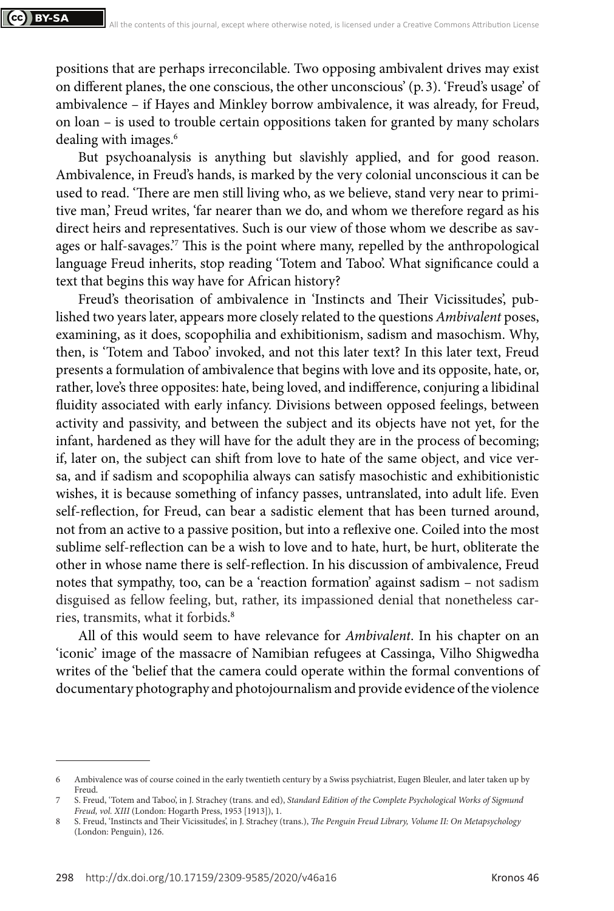positions that are perhaps irreconcilable. Two opposing ambivalent drives may exist on different planes, the one conscious, the other unconscious' (p. 3). 'Freud's usage' of ambivalence – if Hayes and Minkley borrow ambivalence, it was already, for Freud, on loan – is used to trouble certain oppositions taken for granted by many scholars dealing with images.[6]

But psychoanalysis is anything but slavishly applied, and for good reason. Ambivalence, in Freud's hands, is marked by the very colonial unconscious it can be used to read. 'There are men still living who, as we believe, stand very near to primitive man,' Freud writes, 'far nearer than we do, and whom we therefore regard as his direct heirs and representatives. Such is our view of those whom we describe as savages or half-savages.'[7] This is the point where many, repelled by the anthropological language Freud inherits, stop reading 'Totem and Taboo'. What significance could a text that begins this way have for African history?

Freud's theorisation of ambivalence in 'Instincts and Their Vicissitudes', published two years later, appears more closely related to the questions *Ambivalent* poses, examining, as it does, scopophilia and exhibitionism, sadism and masochism. Why, then, is 'Totem and Taboo' invoked, and not this later text? In this later text, Freud presents a formulation of ambivalence that begins with love and its opposite, hate, or, rather, love's three opposites: hate, being loved, and indifference, conjuring a libidinal fluidity associated with early infancy. Divisions between opposed feelings, between activity and passivity, and between the subject and its objects have not yet, for the infant, hardened as they will have for the adult they are in the process of becoming; if, later on, the subject can shift from love to hate of the same object, and vice versa, and if sadism and scopophilia always can satisfy masochistic and exhibitionistic wishes, it is because something of infancy passes, untranslated, into adult life. Even self-reflection, for Freud, can bear a sadistic element that has been turned around, not from an active to a passive position, but into a reflexive one. Coiled into the most sublime self-reflection can be a wish to love and to hate, hurt, be hurt, obliterate the other in whose name there is self-reflection. In his discussion of ambivalence, Freud notes that sympathy, too, can be a 'reaction formation' against sadism – not sadism disguised as fellow feeling, but, rather, its impassioned denial that nonetheless carries, transmits, what it forbids.[8]

All of this would seem to have relevance for *Ambivalent*. In his chapter on an 'iconic' image of the massacre of Namibian refugees at Cassinga, Vilho Shigwedha writes of the 'belief that the camera could operate within the formal conventions of documentary photography and photojournalism and provide evidence of the violence

---

6 Ambivalence was of course coined in the early twentieth century by a Swiss psychiatrist, Eugen Bleuler, and later taken up by Freud.

7 S. Freud, 'Totem and Taboo', in J. Strachey (trans. and ed), *Standard Edition of the Complete Psychological Works of Sigmund Freud, vol. XIII* (London: Hogarth Press, 1953 [1913]), 1.

8 S. Freud, 'Instincts and Their Vicissitudes', in J. Strachey (trans.), *The Penguin Freud Library, Volume II: On Metapsychology* (London: Penguin), 126.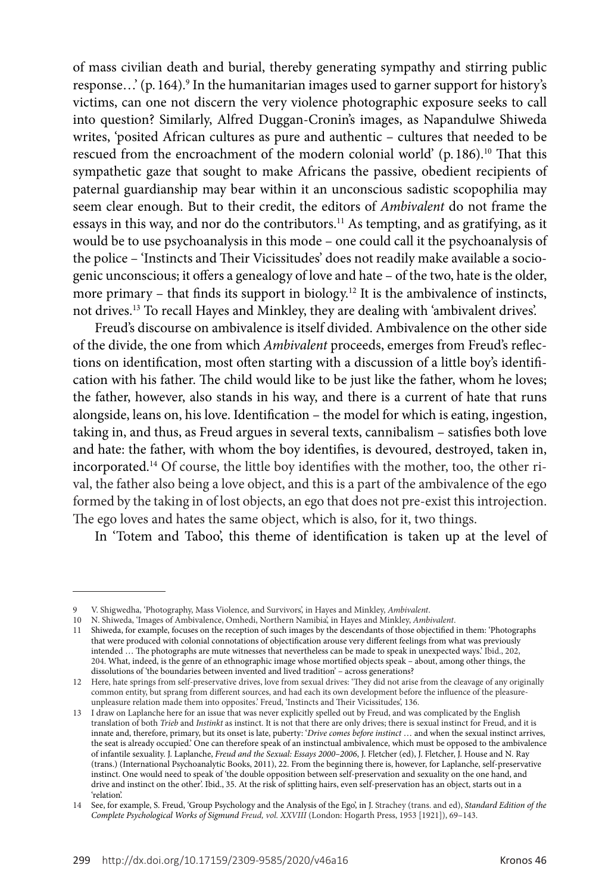of mass civilian death and burial, thereby generating sympathy and stirring public response…' (p. 164).[9] In the humanitarian images used to garner support for history's victims, can one not discern the very violence photographic exposure seeks to call into question? Similarly, Alfred Duggan-Cronin's images, as Napandulwe Shiweda writes, 'posited African cultures as pure and authentic – cultures that needed to be rescued from the encroachment of the modern colonial world' (p. 186).[10] That this sympathetic gaze that sought to make Africans the passive, obedient recipients of paternal guardianship may bear within it an unconscious sadistic scopophilia may seem clear enough. But to their credit, the editors of *Ambivalent* do not frame the essays in this way, and nor do the contributors.[11] As tempting, and as gratifying, as it would be to use psychoanalysis in this mode – one could call it the psychoanalysis of the police – 'Instincts and Their Vicissitudes' does not readily make available a sociogenic unconscious; it offers a genealogy of love and hate – of the two, hate is the older, more primary – that finds its support in biology.[12] It is the ambivalence of instincts, not drives.[13] To recall Hayes and Minkley, they are dealing with 'ambivalent drives'.

Freud's discourse on ambivalence is itself divided. Ambivalence on the other side of the divide, the one from which *Ambivalent* proceeds, emerges from Freud's reflections on identification, most often starting with a discussion of a little boy's identification with his father. The child would like to be just like the father, whom he loves; the father, however, also stands in his way, and there is a current of hate that runs alongside, leans on, his love. Identification – the model for which is eating, ingestion, taking in, and thus, as Freud argues in several texts, cannibalism – satisfies both love and hate: the father, with whom the boy identifies, is devoured, destroyed, taken in, incorporated.[14] Of course, the little boy identifies with the mother, too, the other rival, the father also being a love object, and this is a part of the ambivalence of the ego formed by the taking in of lost objects, an ego that does not pre-exist this introjection. The ego loves and hates the same object, which is also, for it, two things.

In 'Totem and Taboo', this theme of identification is taken up at the level of

---

9 V. Shigwedha, 'Photography, Mass Violence, and Survivors', in Hayes and Minkley, *Ambivalent*.

10 N. Shiweda, 'Images of Ambivalence, Omhedi, Northern Namibia', in Hayes and Minkley, *Ambivalent*.

11 Shiweda, for example, focuses on the reception of such images by the descendants of those objectified in them: 'Photographs that were produced with colonial connotations of objectification arouse very different feelings from what was previously intended … The photographs are mute witnesses that nevertheless can be made to speak in unexpected ways.' Ibid., 202, 204. What, indeed, is the genre of an ethnographic image whose mortified objects speak – about, among other things, the dissolutions of 'the boundaries between invented and lived tradition' – across generations?

12 Here, hate springs from self-preservative drives, love from sexual drives: 'They did not arise from the cleavage of any originally common entity, but sprang from different sources, and had each its own development before the influence of the pleasure-unpleasure relation made them into opposites.' Freud, 'Instincts and Their Vicissitudes', 136.

13 I draw on Laplanche here for an issue that was never explicitly spelled out by Freud, and was complicated by the English translation of both *Trieb* and *Instinkt* as instinct. It is not that there are only drives; there is sexual instinct for Freud, and it is innate and, therefore, primary, but its onset is late, puberty: '*Drive comes before instinct* … and when the sexual instinct arrives, the seat is already occupied.' One can therefore speak of an instinctual ambivalence, which must be opposed to the ambivalence of infantile sexuality. J. Laplanche, *Freud and the Sexual: Essays 2000–2006*, J. Fletcher (ed), J. Fletcher, J. House and N. Ray (trans.) (International Psychoanalytic Books, 2011), 22. From the beginning there is, however, for Laplanche, self-preservative instinct. One would need to speak of 'the double opposition between self-preservation and sexuality on the one hand, and drive and instinct on the other'. Ibid., 35. At the risk of splitting hairs, even self-preservation has an object, starts out in a 'relation'.

14 See, for example, S. Freud, 'Group Psychology and the Analysis of the Ego', in J. Strachey (trans. and ed), *Standard Edition of the Complete Psychological Works of Sigmund Freud, vol. XXVIII* (London: Hogarth Press, 1953 [1921]), 69–143.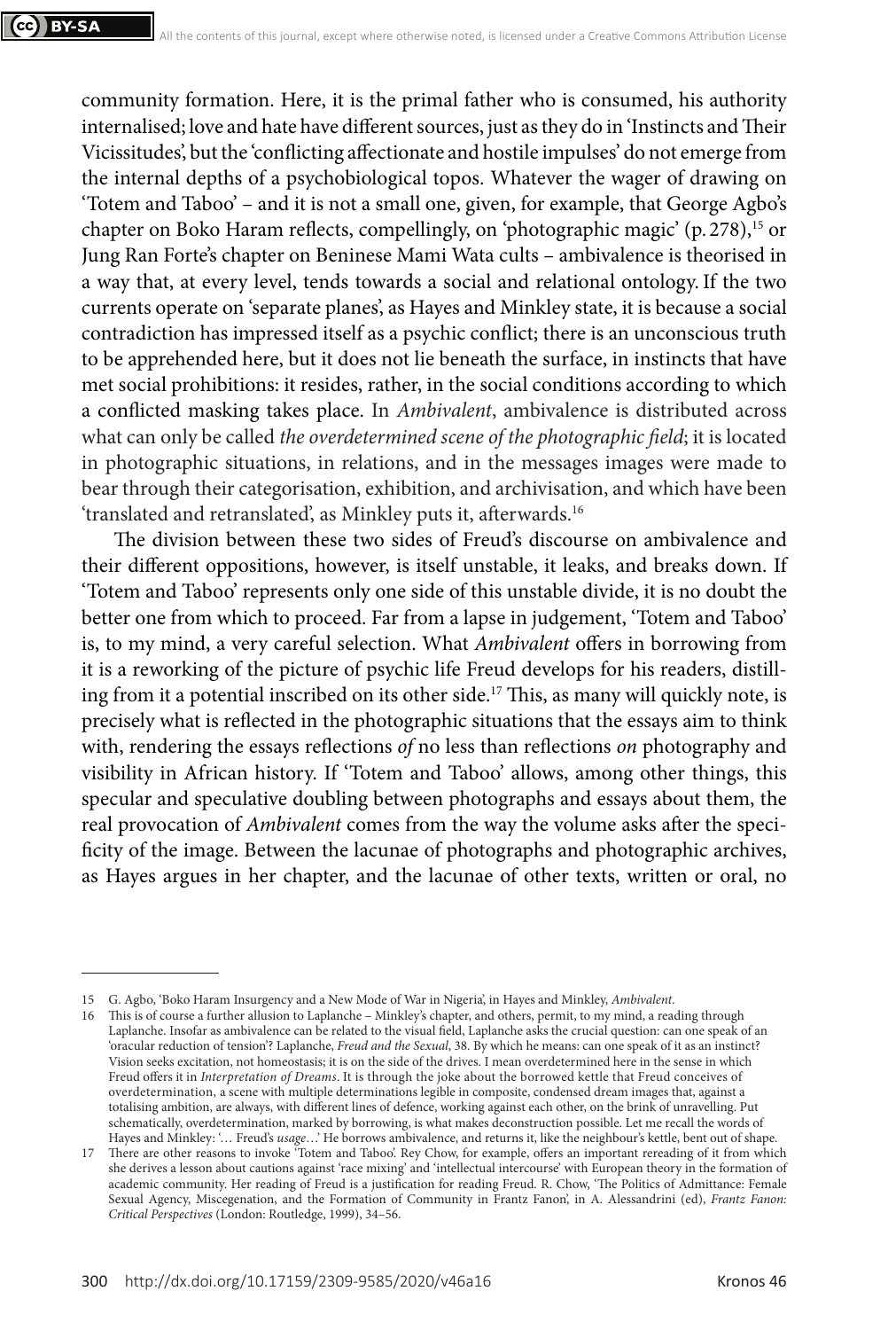community formation. Here, it is the primal father who is consumed, his authority internalised; love and hate have different sources, just as they do in 'Instincts and Their Vicissitudes', but the 'conflicting affectionate and hostile impulses' do not emerge from the internal depths of a psychobiological topos. Whatever the wager of drawing on 'Totem and Taboo' – and it is not a small one, given, for example, that George Agbo's chapter on Boko Haram reflects, compellingly, on 'photographic magic' (p. 278),[15] or Jung Ran Forte's chapter on Beninese Mami Wata cults – ambivalence is theorised in a way that, at every level, tends towards a social and relational ontology. If the two currents operate on 'separate planes', as Hayes and Minkley state, it is because a social contradiction has impressed itself as a psychic conflict; there is an unconscious truth to be apprehended here, but it does not lie beneath the surface, in instincts that have met social prohibitions: it resides, rather, in the social conditions according to which a conflicted masking takes place. In *Ambivalent*, ambivalence is distributed across what can only be called *the overdetermined scene of the photographic field*; it is located in photographic situations, in relations, and in the messages images were made to bear through their categorisation, exhibition, and archivisation, and which have been 'translated and retranslated', as Minkley puts it, afterwards.[16]

The division between these two sides of Freud's discourse on ambivalence and their different oppositions, however, is itself unstable, it leaks, and breaks down. If 'Totem and Taboo' represents only one side of this unstable divide, it is no doubt the better one from which to proceed. Far from a lapse in judgement, 'Totem and Taboo' is, to my mind, a very careful selection. What *Ambivalent* offers in borrowing from it is a reworking of the picture of psychic life Freud develops for his readers, distilling from it a potential inscribed on its other side.[17] This, as many will quickly note, is precisely what is reflected in the photographic situations that the essays aim to think with, rendering the essays reflections *of* no less than reflections *on* photography and visibility in African history. If 'Totem and Taboo' allows, among other things, this specular and speculative doubling between photographs and essays about them, the real provocation of *Ambivalent* comes from the way the volume asks after the specificity of the image. Between the lacunae of photographs and photographic archives, as Hayes argues in her chapter, and the lacunae of other texts, written or oral, no

---

15 G. Agbo, 'Boko Haram Insurgency and a New Mode of War in Nigeria', in Hayes and Minkley, *Ambivalent*.

16 This is of course a further allusion to Laplanche – Minkley's chapter, and others, permit, to my mind, a reading through Laplanche. Insofar as ambivalence can be related to the visual field, Laplanche asks the crucial question: can one speak of an 'oracular reduction of tension'? Laplanche, *Freud and the Sexual*, 38. By which he means: can one speak of it as an instinct? Vision seeks excitation, not homeostasis; it is on the side of the drives. I mean overdetermined here in the sense in which Freud offers it in *Interpretation of Dreams*. It is through the joke about the borrowed kettle that Freud conceives of overdetermination, a scene with multiple determinations legible in composite, condensed dream images that, against a totalising ambition, are always, with different lines of defence, working against each other, on the brink of unravelling. Put schematically, overdetermination, marked by borrowing, is what makes deconstruction possible. Let me recall the words of Hayes and Minkley: '… Freud's *usage*…' He borrows ambivalence, and returns it, like the neighbour's kettle, bent out of shape.

17 There are other reasons to invoke 'Totem and Taboo'. Rey Chow, for example, offers an important rereading of it from which she derives a lesson about cautions against 'race mixing' and 'intellectual intercourse' with European theory in the formation of academic community. Her reading of Freud is a justification for reading Freud. R. Chow, 'The Politics of Admittance: Female Sexual Agency, Miscegenation, and the Formation of Community in Frantz Fanon', in A. Alessandrini (ed), *Frantz Fanon: Critical Perspectives* (London: Routledge, 1999), 34–56.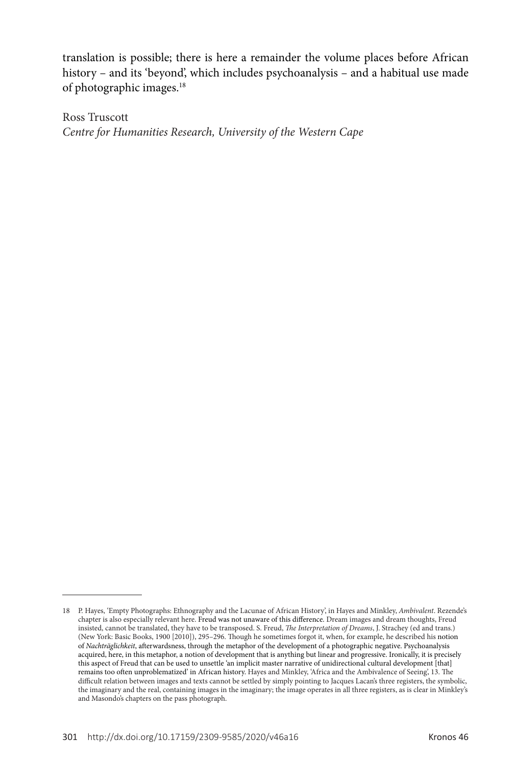translation is possible; there is here a remainder the volume places before African history – and its 'beyond', which includes psychoanalysis – and a habitual use made of photographic images.[18]

Ross Truscott
*Centre for Humanities Research, University of the Western Cape*

---

18 P. Hayes, 'Empty Photographs: Ethnography and the Lacunae of African History', in Hayes and Minkley, *Ambivalent*. Rezende's chapter is also especially relevant here. Freud was not unaware of this difference. Dream images and dream thoughts, Freud insisted, cannot be translated, they have to be transposed. S. Freud, *The Interpretation of Dreams*, J. Strachey (ed and trans.) (New York: Basic Books, 1900 [2010]), 295–296. Though he sometimes forgot it, when, for example, he described his notion of *Nachträglichkeit*, afterwardsness, through the metaphor of the development of a photographic negative. Psychoanalysis acquired, here, in this metaphor, a notion of development that is anything but linear and progressive. Ironically, it is precisely this aspect of Freud that can be used to unsettle 'an implicit master narrative of unidirectional cultural development [that] remains too often unproblematized' in African history. Hayes and Minkley, 'Africa and the Ambivalence of Seeing', 13. The difficult relation between images and texts cannot be settled by simply pointing to Jacques Lacan's three registers, the symbolic, the imaginary and the real, containing images in the imaginary; the image operates in all three registers, as is clear in Minkley's and Masondo's chapters on the pass photograph.